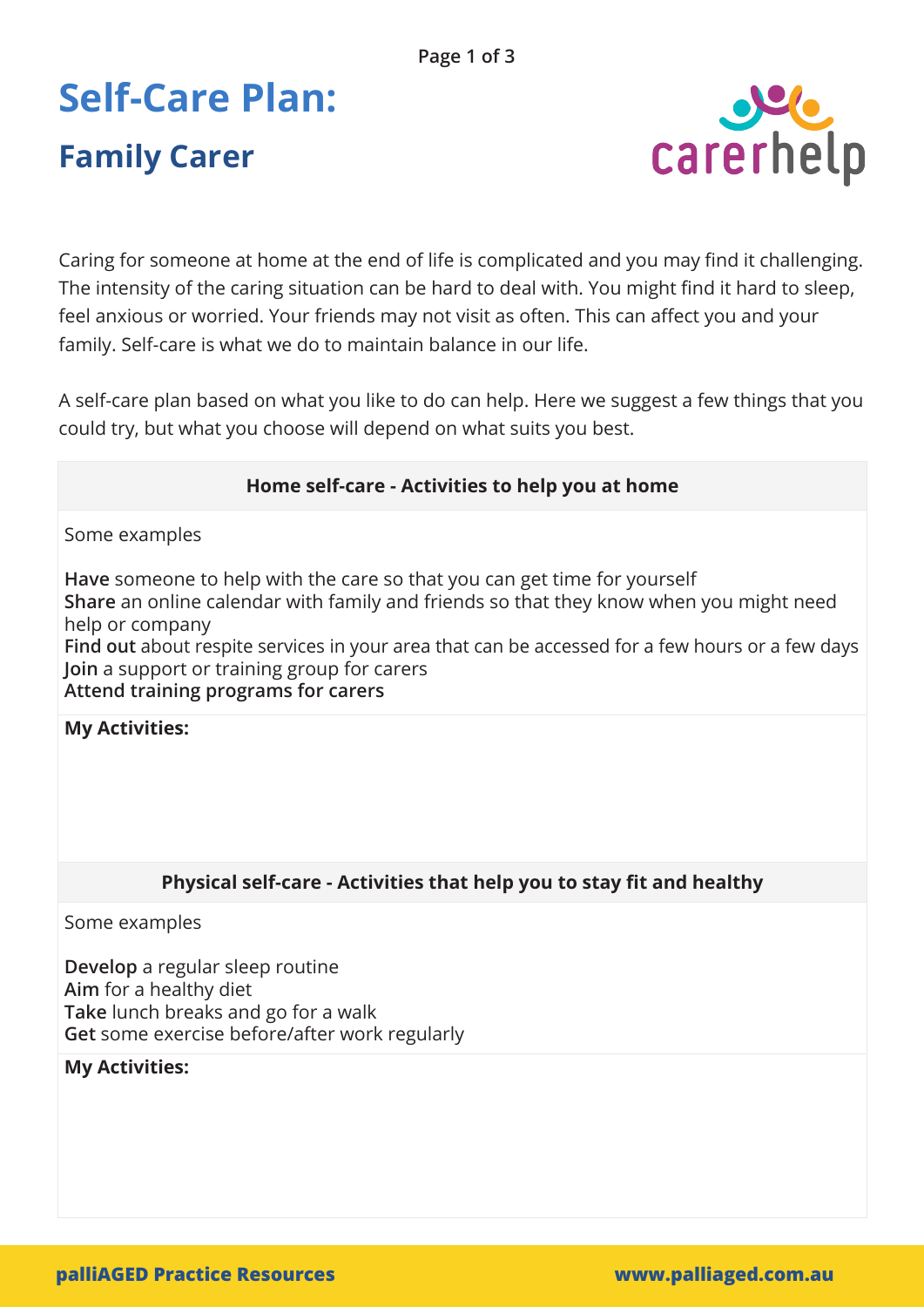# Self-Care Plan:

## Family Carer

Caring for someone at home at the end of life is complicated and you may find it challenging. The intensity of the caring situation can be hard to deal with. You might find it hard to sleep, feel anxious or worried. Your friends may not visit as often. This can affect you and your family. Self-care is what we do to maintain balance in our life.

A self-care plan based on what you like to do can help. Here we suggest a few things that you could try, but what you choose will depend on what suits you best.

### Home self-care - Activities to help you at home

Some examples

**Have** someone to help with the care so that you can get time for yourself
**Share** an online calendar with family and friends so that they know when you might need help or company
**Find out** about respite services in your area that can be accessed for a few hours or a few days
**Join** a support or training group for carers
**Attend training programs for carers**

**My Activities:**

### Physical self-care - Activities that help you to stay fit and healthy

Some examples

**Develop** a regular sleep routine
**Aim** for a healthy diet
**Take** lunch breaks and go for a walk
**Get** some exercise before/after work regularly

**My Activities:**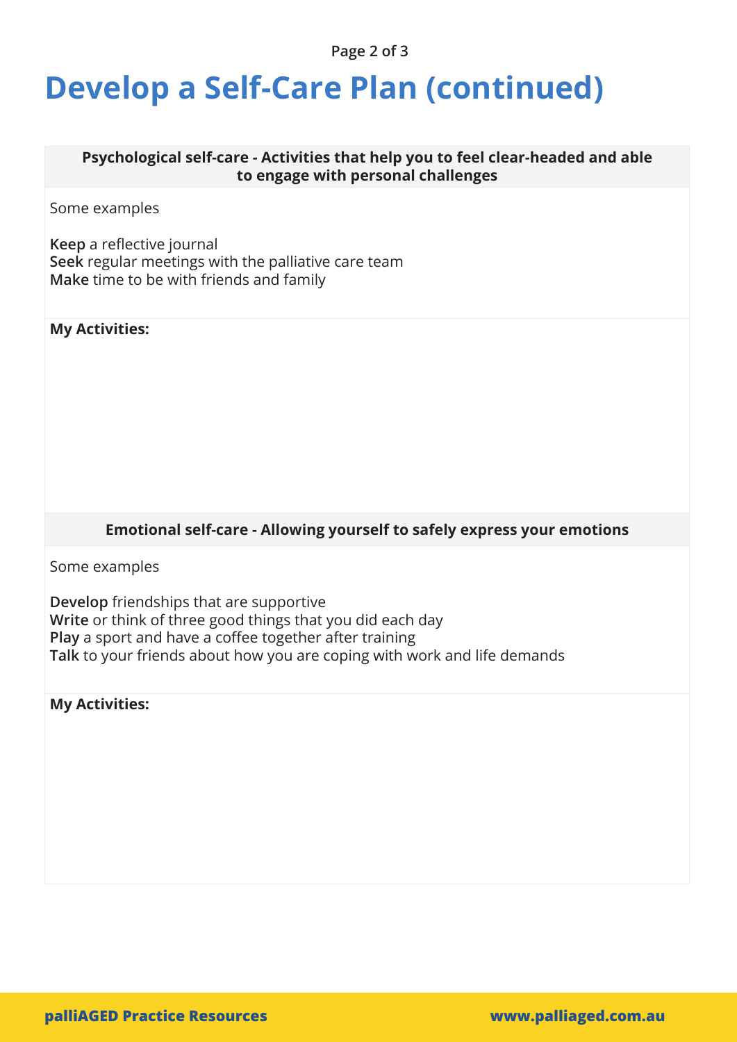# Develop a Self-Care Plan (continued)

**Psychological self-care - Activities that help you to feel clear-headed and able to engage with personal challenges**

Some examples

**Keep** a reflective journal
**Seek** regular meetings with the palliative care team
**Make** time to be with friends and family

**My Activities:**

**Emotional self-care - Allowing yourself to safely express your emotions**

Some examples

**Develop** friendships that are supportive
**Write** or think of three good things that you did each day
**Play** a sport and have a coffee together after training
**Talk** to your friends about how you are coping with work and life demands

**My Activities:**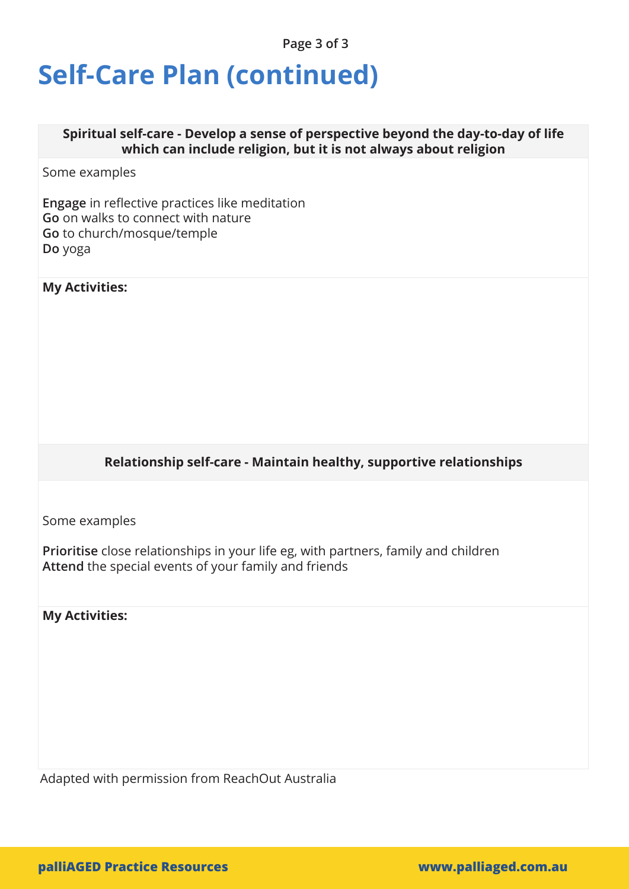# Self-Care Plan (continued)

**Spiritual self-care - Develop a sense of perspective beyond the day-to-day of life which can include religion, but it is not always about religion**

Some examples

**Engage** in reflective practices like meditation
**Go** on walks to connect with nature
**Go** to church/mosque/temple
**Do** yoga

**My Activities:**

**Relationship self-care - Maintain healthy, supportive relationships**

Some examples

**Prioritise** close relationships in your life eg, with partners, family and children
**Attend** the special events of your family and friends

**My Activities:**

Adapted with permission from ReachOut Australia